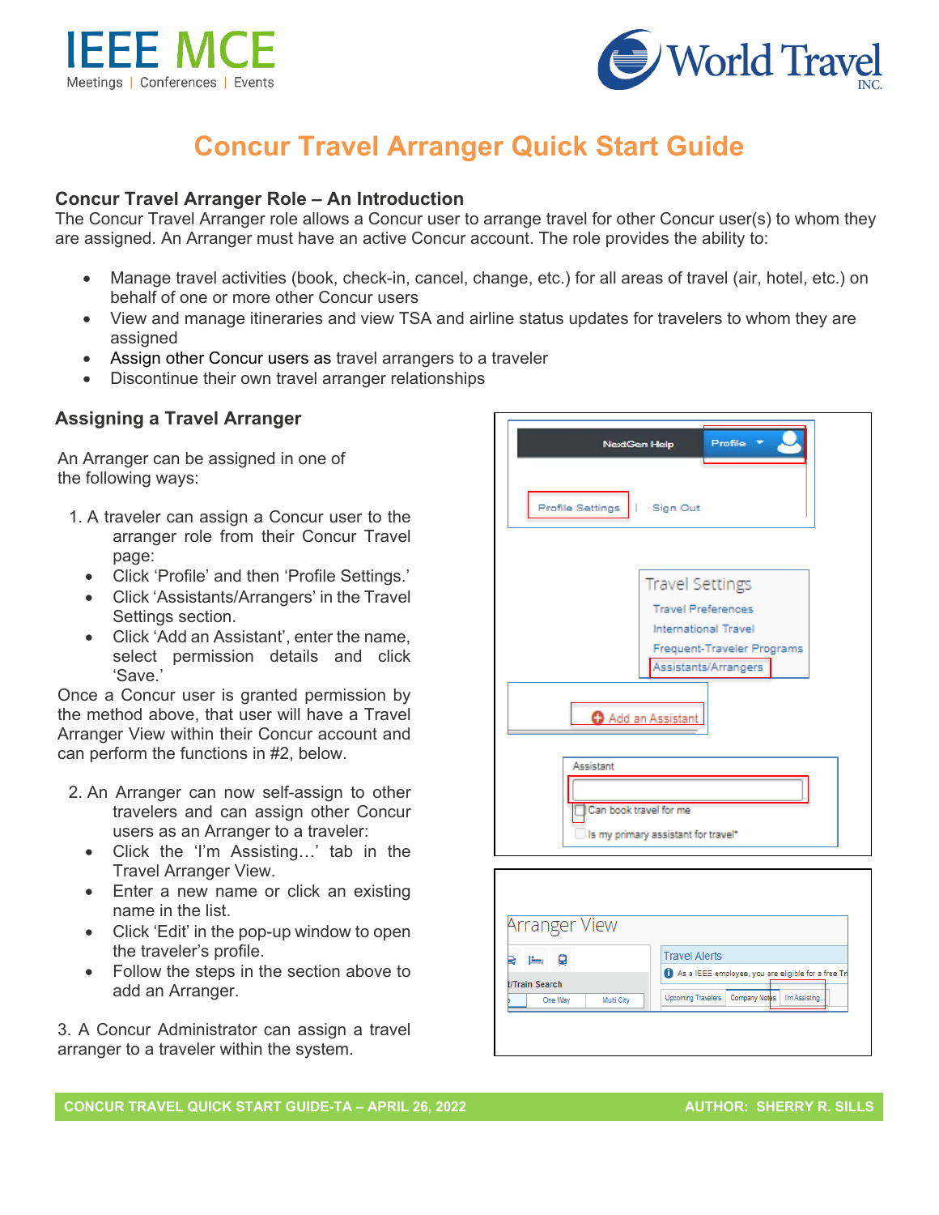# Concur Travel Arranger Quick Start Guide

## Concur Travel Arranger Role – An Introduction

The Concur Travel Arranger role allows a Concur user to arrange travel for other Concur user(s) to whom they are assigned. An Arranger must have an active Concur account. The role provides the ability to:

- Manage travel activities (book, check-in, cancel, change, etc.) for all areas of travel (air, hotel, etc.) on behalf of one or more other Concur users
- View and manage itineraries and view TSA and airline status updates for travelers to whom they are assigned
- Assign other Concur users as travel arrangers to a traveler
- Discontinue their own travel arranger relationships

## Assigning a Travel Arranger

An Arranger can be assigned in one of the following ways:

1. A traveler can assign a Concur user to the arranger role from their Concur Travel page:
   - Click 'Profile' and then 'Profile Settings.'
   - Click 'Assistants/Arrangers' in the Travel Settings section.
   - Click 'Add an Assistant', enter the name, select permission details and click 'Save.'

Once a Concur user is granted permission by the method above, that user will have a Travel Arranger View within their Concur account and can perform the functions in #2, below.

2. An Arranger can now self-assign to other travelers and can assign other Concur users as an Arranger to a traveler:
   - Click the 'I'm Assisting…' tab in the Travel Arranger View.
   - Enter a new name or click an existing name in the list.
   - Click 'Edit' in the pop-up window to open the traveler's profile.
   - Follow the steps in the section above to add an Arranger.

3. A Concur Administrator can assign a travel arranger to a traveler within the system.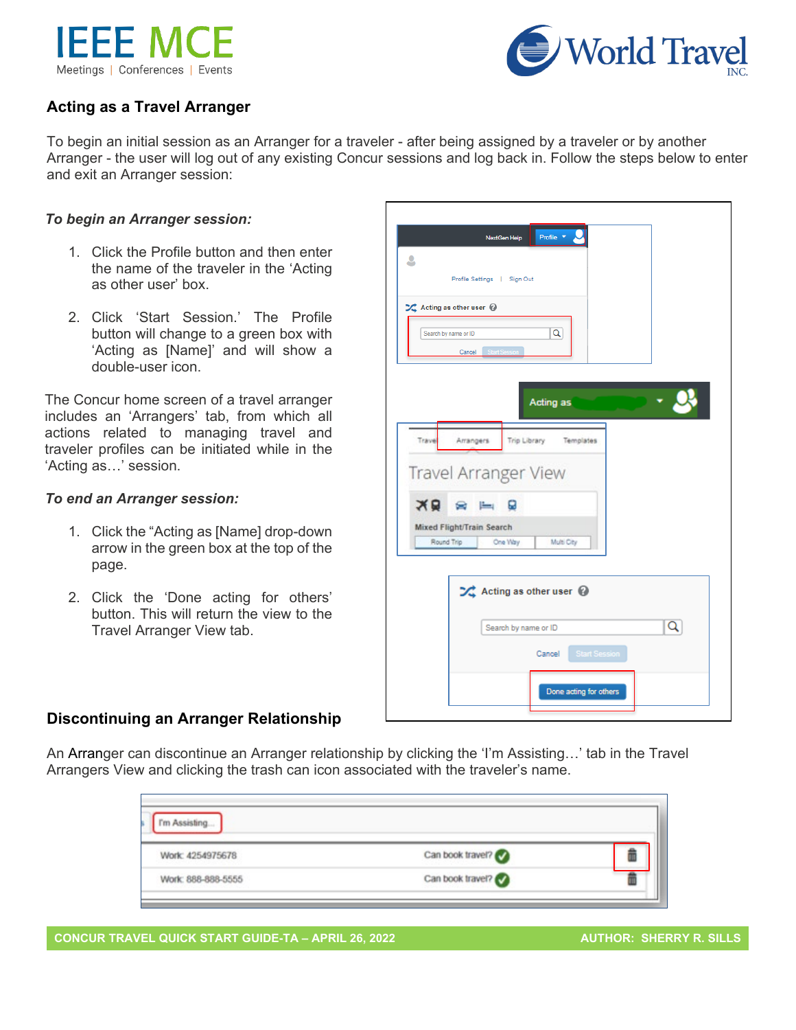## Acting as a Travel Arranger

To begin an initial session as an Arranger for a traveler - after being assigned by a traveler or by another Arranger - the user will log out of any existing Concur sessions and log back in. Follow the steps below to enter and exit an Arranger session:

***To begin an Arranger session:***

1. Click the Profile button and then enter the name of the traveler in the 'Acting as other user' box.
2. Click 'Start Session.' The Profile button will change to a green box with 'Acting as [Name]' and will show a double-user icon.

The Concur home screen of a travel arranger includes an 'Arrangers' tab, from which all actions related to managing travel and traveler profiles can be initiated while in the 'Acting as…' session.

***To end an Arranger session:***

1. Click the "Acting as [Name] drop-down arrow in the green box at the top of the page.
2. Click the 'Done acting for others' button. This will return the view to the Travel Arranger View tab.

## Discontinuing an Arranger Relationship

An Arranger can discontinue an Arranger relationship by clicking the 'I'm Assisting…' tab in the Travel Arrangers View and clicking the trash can icon associated with the traveler's name.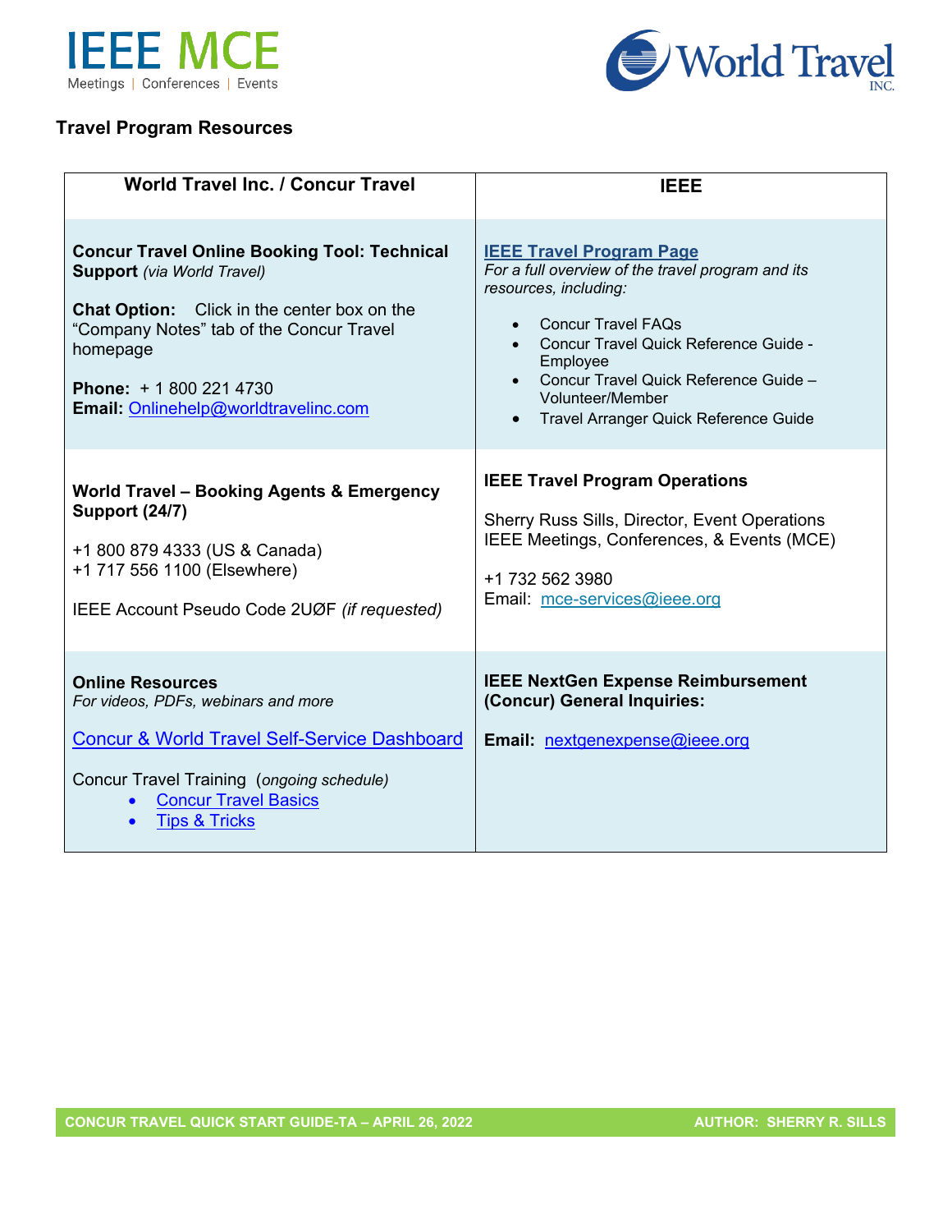## Travel Program Resources

| World Travel Inc. / Concur Travel | IEEE |
|---|---|
| **Concur Travel Online Booking Tool: Technical Support** *(via World Travel)*<br><br>**Chat Option:** Click in the center box on the “Company Notes” tab of the Concur Travel homepage<br><br>**Phone:** + 1 800 221 4730<br>**Email:** Onlinehelp@worldtravelinc.com | **IEEE Travel Program Page**<br>*For a full overview of the travel program and its resources, including:*<br><br>• Concur Travel FAQs<br>• Concur Travel Quick Reference Guide - Employee<br>• Concur Travel Quick Reference Guide – Volunteer/Member<br>• Travel Arranger Quick Reference Guide |
| **World Travel – Booking Agents & Emergency Support (24/7)**<br><br>+1 800 879 4333 (US & Canada)<br>+1 717 556 1100 (Elsewhere)<br><br>IEEE Account Pseudo Code 2UØF *(if requested)* | **IEEE Travel Program Operations**<br><br>Sherry Russ Sills, Director, Event Operations<br>IEEE Meetings, Conferences, & Events (MCE)<br><br>+1 732 562 3980<br>Email: mce-services@ieee.org |
| **Online Resources**<br>*For videos, PDFs, webinars and more*<br><br>Concur & World Travel Self-Service Dashboard<br><br>Concur Travel Training *(ongoing schedule)*<br>• Concur Travel Basics<br>• Tips & Tricks | **IEEE NextGen Expense Reimbursement (Concur) General Inquiries:**<br><br>**Email:** nextgenexpense@ieee.org |